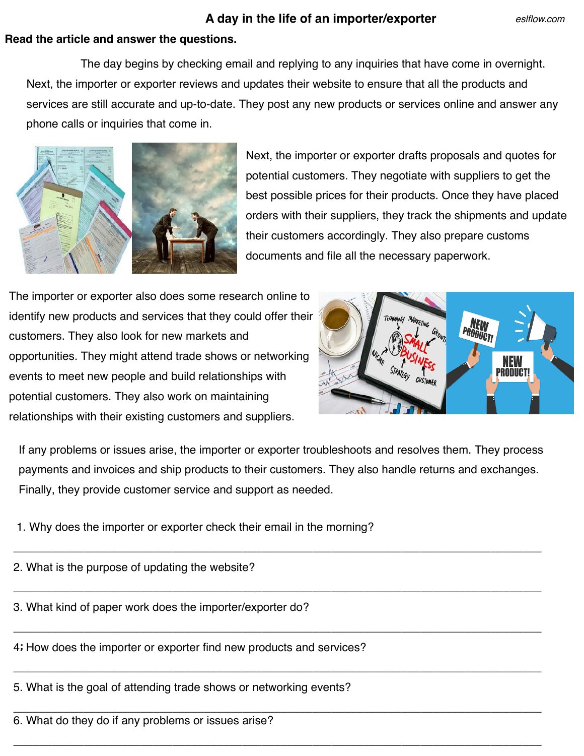# A day in the life of an importer/exporter

eslflow.com

**Read the article and answer the questions.**

The day begins by checking email and replying to any inquiries that have come in overnight. Next, the importer or exporter reviews and updates their website to ensure that all the products and services are still accurate and up-to-date. They post any new products or services online and answer any phone calls or inquiries that come in.

Next, the importer or exporter drafts proposals and quotes for potential customers. They negotiate with suppliers to get the best possible prices for their products. Once they have placed orders with their suppliers, they track the shipments and update their customers accordingly. They also prepare customs documents and file all the necessary paperwork.

The importer or exporter also does some research online to identify new products and services that they could offer their customers. They also look for new markets and opportunities. They might attend trade shows or networking events to meet new people and build relationships with potential customers. They also work on maintaining relationships with their existing customers and suppliers.

If any problems or issues arise, the importer or exporter troubleshoots and resolves them. They process payments and invoices and ship products to their customers. They also handle returns and exchanges. Finally, they provide customer service and support as needed.

1. Why does the importer or exporter check their email in the morning?

_______________________________________________________________________________

2. What is the purpose of updating the website?

_______________________________________________________________________________

3. What kind of paper work does the importer/exporter do?

_______________________________________________________________________________

4: How does the importer or exporter find new products and services?

_______________________________________________________________________________

5. What is the goal of attending trade shows or networking events?

_______________________________________________________________________________

6. What do they do if any problems or issues arise?

_______________________________________________________________________________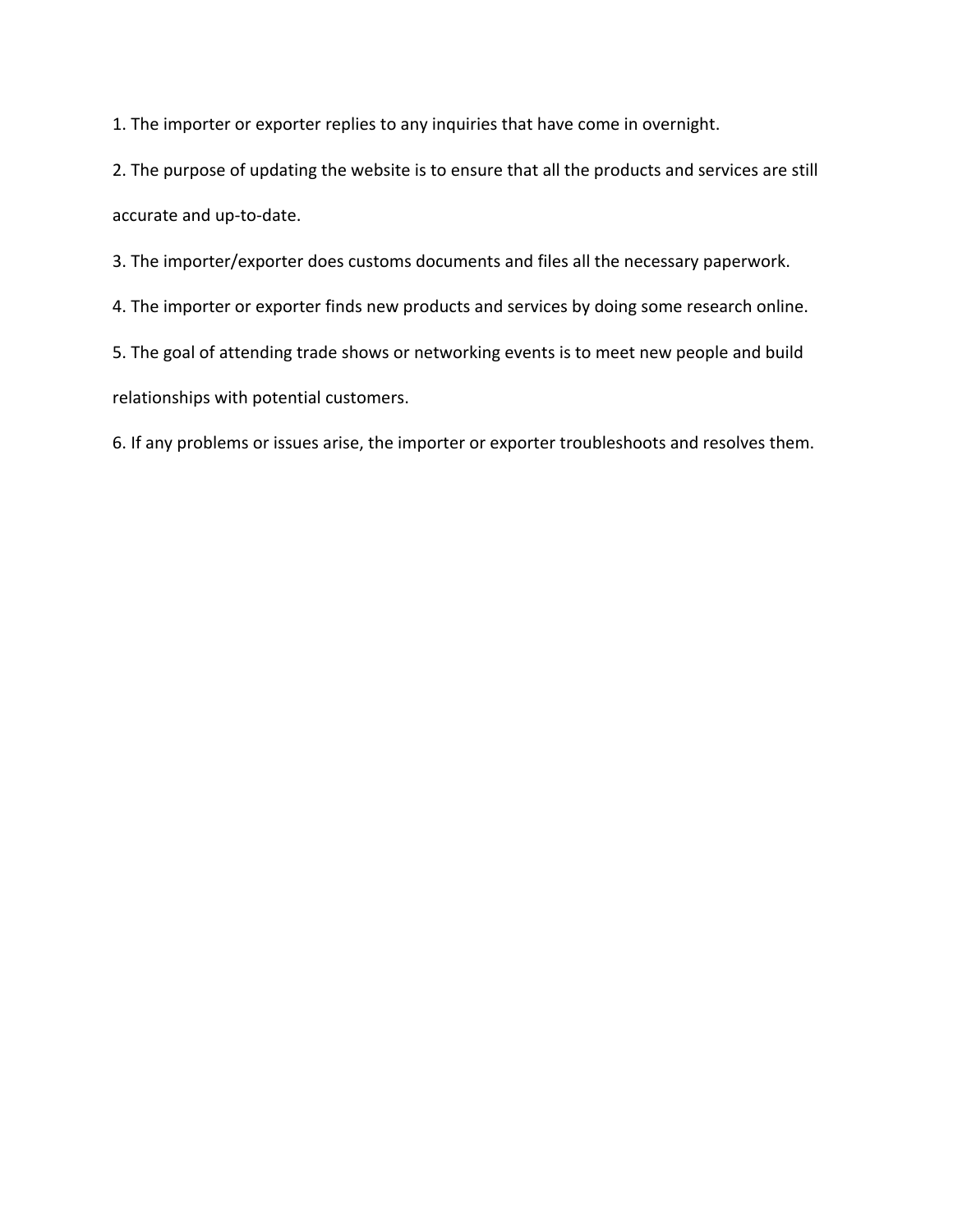1. The importer or exporter replies to any inquiries that have come in overnight.
2. The purpose of updating the website is to ensure that all the products and services are still accurate and up-to-date.
3. The importer/exporter does customs documents and files all the necessary paperwork.
4. The importer or exporter finds new products and services by doing some research online.
5. The goal of attending trade shows or networking events is to meet new people and build relationships with potential customers.
6. If any problems or issues arise, the importer or exporter troubleshoots and resolves them.